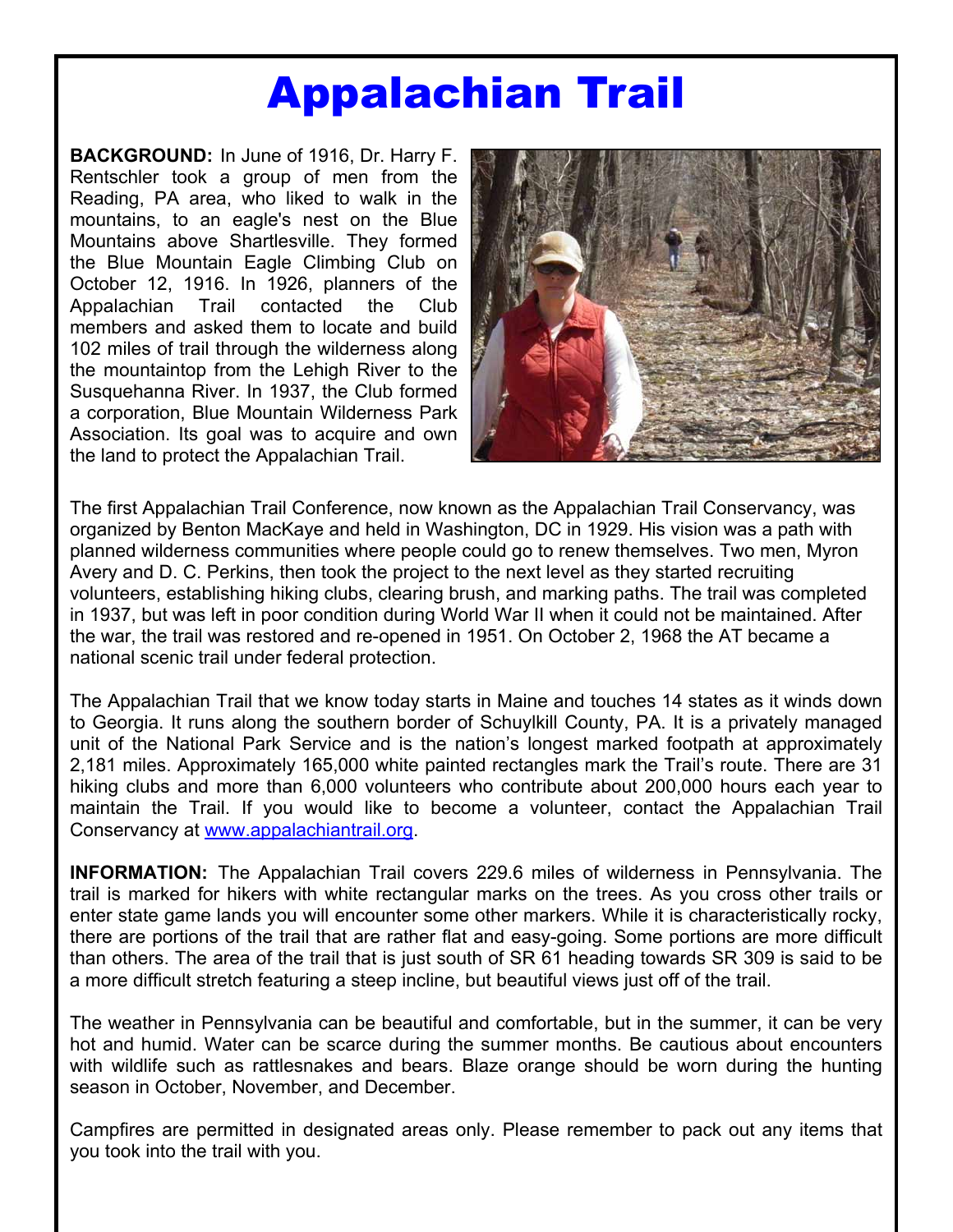# Appalachian Trail

**BACKGROUND:** In June of 1916, Dr. Harry F. Rentschler took a group of men from the Reading, PA area, who liked to walk in the mountains, to an eagle's nest on the Blue Mountains above Shartlesville. They formed the Blue Mountain Eagle Climbing Club on October 12, 1916. In 1926, planners of the Appalachian Trail contacted the Club members and asked them to locate and build 102 miles of trail through the wilderness along the mountaintop from the Lehigh River to the Susquehanna River. In 1937, the Club formed a corporation, Blue Mountain Wilderness Park Association. Its goal was to acquire and own the land to protect the Appalachian Trail.

The first Appalachian Trail Conference, now known as the Appalachian Trail Conservancy, was organized by Benton MacKaye and held in Washington, DC in 1929. His vision was a path with planned wilderness communities where people could go to renew themselves. Two men, Myron Avery and D. C. Perkins, then took the project to the next level as they started recruiting volunteers, establishing hiking clubs, clearing brush, and marking paths. The trail was completed in 1937, but was left in poor condition during World War II when it could not be maintained. After the war, the trail was restored and re-opened in 1951. On October 2, 1968 the AT became a national scenic trail under federal protection.

The Appalachian Trail that we know today starts in Maine and touches 14 states as it winds down to Georgia. It runs along the southern border of Schuylkill County, PA. It is a privately managed unit of the National Park Service and is the nation's longest marked footpath at approximately 2,181 miles. Approximately 165,000 white painted rectangles mark the Trail's route. There are 31 hiking clubs and more than 6,000 volunteers who contribute about 200,000 hours each year to maintain the Trail. If you would like to become a volunteer, contact the Appalachian Trail Conservancy at www.appalachiantrail.org.

**INFORMATION:** The Appalachian Trail covers 229.6 miles of wilderness in Pennsylvania. The trail is marked for hikers with white rectangular marks on the trees. As you cross other trails or enter state game lands you will encounter some other markers. While it is characteristically rocky, there are portions of the trail that are rather flat and easy-going. Some portions are more difficult than others. The area of the trail that is just south of SR 61 heading towards SR 309 is said to be a more difficult stretch featuring a steep incline, but beautiful views just off of the trail.

The weather in Pennsylvania can be beautiful and comfortable, but in the summer, it can be very hot and humid. Water can be scarce during the summer months. Be cautious about encounters with wildlife such as rattlesnakes and bears. Blaze orange should be worn during the hunting season in October, November, and December.

Campfires are permitted in designated areas only. Please remember to pack out any items that you took into the trail with you.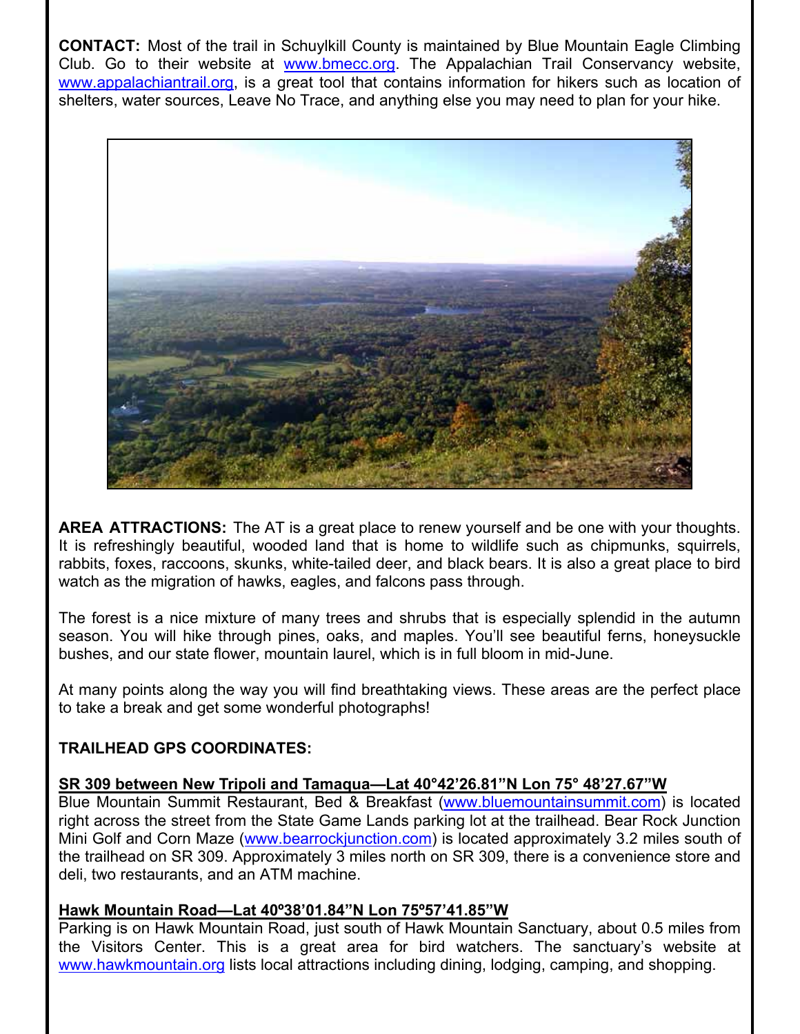**CONTACT:** Most of the trail in Schuylkill County is maintained by Blue Mountain Eagle Climbing Club. Go to their website at www.bmecc.org. The Appalachian Trail Conservancy website, www.appalachiantrail.org, is a great tool that contains information for hikers such as location of shelters, water sources, Leave No Trace, and anything else you may need to plan for your hike.

**AREA ATTRACTIONS:** The AT is a great place to renew yourself and be one with your thoughts. It is refreshingly beautiful, wooded land that is home to wildlife such as chipmunks, squirrels, rabbits, foxes, raccoons, skunks, white-tailed deer, and black bears. It is also a great place to bird watch as the migration of hawks, eagles, and falcons pass through.

The forest is a nice mixture of many trees and shrubs that is especially splendid in the autumn season. You will hike through pines, oaks, and maples. You'll see beautiful ferns, honeysuckle bushes, and our state flower, mountain laurel, which is in full bloom in mid-June.

At many points along the way you will find breathtaking views. These areas are the perfect place to take a break and get some wonderful photographs!

**TRAILHEAD GPS COORDINATES:**

**SR 309 between New Tripoli and Tamaqua—Lat 40°42'26.81"N Lon 75° 48'27.67"W**

Blue Mountain Summit Restaurant, Bed & Breakfast (www.bluemountainsummit.com) is located right across the street from the State Game Lands parking lot at the trailhead. Bear Rock Junction Mini Golf and Corn Maze (www.bearrockjunction.com) is located approximately 3.2 miles south of the trailhead on SR 309. Approximately 3 miles north on SR 309, there is a convenience store and deli, two restaurants, and an ATM machine.

**Hawk Mountain Road—Lat 40º38'01.84"N Lon 75º57'41.85"W**

Parking is on Hawk Mountain Road, just south of Hawk Mountain Sanctuary, about 0.5 miles from the Visitors Center. This is a great area for bird watchers. The sanctuary's website at www.hawkmountain.org lists local attractions including dining, lodging, camping, and shopping.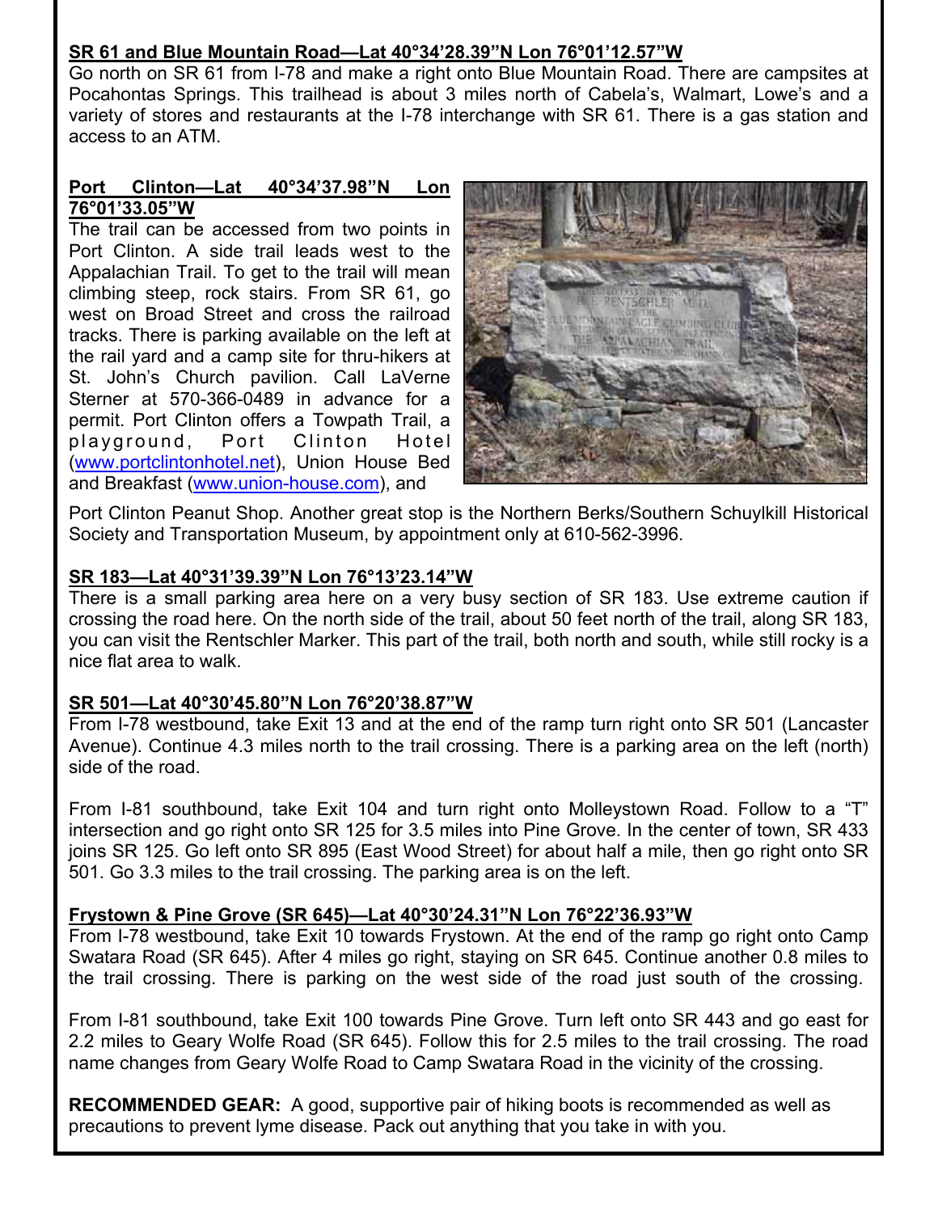**SR 61 and Blue Mountain Road—Lat 40°34'28.39"N Lon 76°01'12.57"W**

Go north on SR 61 from I-78 and make a right onto Blue Mountain Road. There are campsites at Pocahontas Springs. This trailhead is about 3 miles north of Cabela's, Walmart, Lowe's and a variety of stores and restaurants at the I-78 interchange with SR 61. There is a gas station and access to an ATM.

**Port Clinton—Lat 40°34'37.98"N Lon 76°01'33.05"W**

The trail can be accessed from two points in Port Clinton. A side trail leads west to the Appalachian Trail. To get to the trail will mean climbing steep, rock stairs. From SR 61, go west on Broad Street and cross the railroad tracks. There is parking available on the left at the rail yard and a camp site for thru-hikers at St. John's Church pavilion. Call LaVerne Sterner at 570-366-0489 in advance for a permit. Port Clinton offers a Towpath Trail, a playground, Port Clinton Hotel (www.portclintonhotel.net), Union House Bed and Breakfast (www.union-house.com), and Port Clinton Peanut Shop. Another great stop is the Northern Berks/Southern Schuylkill Historical Society and Transportation Museum, by appointment only at 610-562-3996.

**SR 183—Lat 40°31'39.39"N Lon 76°13'23.14"W**

There is a small parking area here on a very busy section of SR 183. Use extreme caution if crossing the road here. On the north side of the trail, about 50 feet north of the trail, along SR 183, you can visit the Rentschler Marker. This part of the trail, both north and south, while still rocky is a nice flat area to walk.

**SR 501—Lat 40°30'45.80"N Lon 76°20'38.87"W**

From I-78 westbound, take Exit 13 and at the end of the ramp turn right onto SR 501 (Lancaster Avenue). Continue 4.3 miles north to the trail crossing. There is a parking area on the left (north) side of the road.

From I-81 southbound, take Exit 104 and turn right onto Molleystown Road. Follow to a "T" intersection and go right onto SR 125 for 3.5 miles into Pine Grove. In the center of town, SR 433 joins SR 125. Go left onto SR 895 (East Wood Street) for about half a mile, then go right onto SR 501. Go 3.3 miles to the trail crossing. The parking area is on the left.

**Frystown & Pine Grove (SR 645)—Lat 40°30'24.31"N Lon 76°22'36.93"W**

From I-78 westbound, take Exit 10 towards Frystown. At the end of the ramp go right onto Camp Swatara Road (SR 645). After 4 miles go right, staying on SR 645. Continue another 0.8 miles to the trail crossing. There is parking on the west side of the road just south of the crossing.

From I-81 southbound, take Exit 100 towards Pine Grove. Turn left onto SR 443 and go east for 2.2 miles to Geary Wolfe Road (SR 645). Follow this for 2.5 miles to the trail crossing. The road name changes from Geary Wolfe Road to Camp Swatara Road in the vicinity of the crossing.

**RECOMMENDED GEAR:** A good, supportive pair of hiking boots is recommended as well as precautions to prevent lyme disease. Pack out anything that you take in with you.